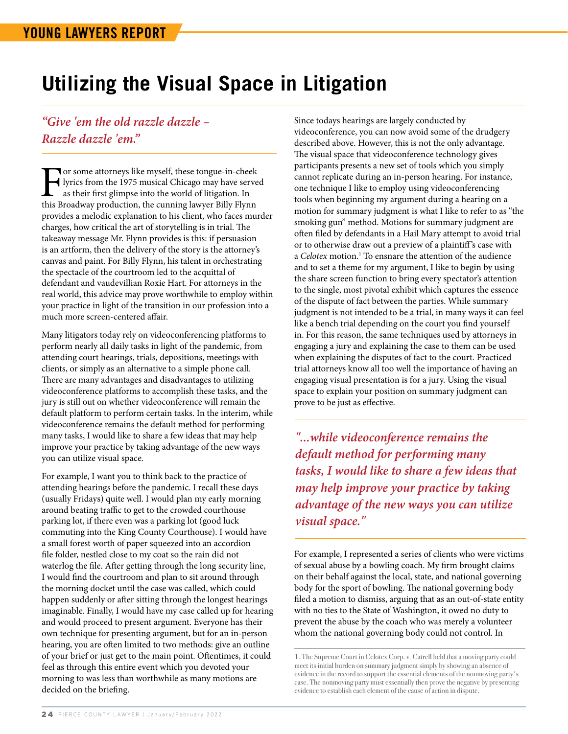# Utilizing the Visual Space in Litigation

*"Give 'em the old razzle dazzle – Razzle dazzle 'em."*

For some attorneys like myself, these tongue-in-cheek lyrics from the 1975 musical Chicago may have served as their first glimpse into the world of litigation. In this Broadway production, the cunning lawyer Billy Flynn provides a melodic explanation to his client, who faces murder charges, how critical the art of storytelling is in trial. The takeaway message Mr. Flynn provides is this: if persuasion is an artform, then the delivery of the story is the attorney's canvas and paint. For Billy Flynn, his talent in orchestrating the spectacle of the courtroom led to the acquittal of defendant and vaudevillian Roxie Hart. For attorneys in the real world, this advice may prove worthwhile to employ within your practice in light of the transition in our profession into a much more screen-centered affair.

Many litigators today rely on videoconferencing platforms to perform nearly all daily tasks in light of the pandemic, from attending court hearings, trials, depositions, meetings with clients, or simply as an alternative to a simple phone call. There are many advantages and disadvantages to utilizing videoconference platforms to accomplish these tasks, and the jury is still out on whether videoconference will remain the default platform to perform certain tasks. In the interim, while videoconference remains the default method for performing many tasks, I would like to share a few ideas that may help improve your practice by taking advantage of the new ways you can utilize visual space.

For example, I want you to think back to the practice of attending hearings before the pandemic. I recall these days (usually Fridays) quite well. I would plan my early morning around beating traffic to get to the crowded courthouse parking lot, if there even was a parking lot (good luck commuting into the King County Courthouse). I would have a small forest worth of paper squeezed into an accordion file folder, nestled close to my coat so the rain did not waterlog the file. After getting through the long security line, I would find the courtroom and plan to sit around through the morning docket until the case was called, which could happen suddenly or after sitting through the longest hearings imaginable. Finally, I would have my case called up for hearing and would proceed to present argument. Everyone has their own technique for presenting argument, but for an in-person hearing, you are often limited to two methods: give an outline of your brief or just get to the main point. Oftentimes, it could feel as through this entire event which you devoted your morning to was less than worthwhile as many motions are decided on the briefing.

Since todays hearings are largely conducted by videoconference, you can now avoid some of the drudgery described above. However, this is not the only advantage. The visual space that videoconference technology gives participants presents a new set of tools which you simply cannot replicate during an in-person hearing. For instance, one technique I like to employ using videoconferencing tools when beginning my argument during a hearing on a motion for summary judgment is what I like to refer to as "the smoking gun" method. Motions for summary judgment are often filed by defendants in a Hail Mary attempt to avoid trial or to otherwise draw out a preview of a plaintiff's case with a *Celotex* motion.[1] To ensnare the attention of the audience and to set a theme for my argument, I like to begin by using the share screen function to bring every spectator's attention to the single, most pivotal exhibit which captures the essence of the dispute of fact between the parties. While summary judgment is not intended to be a trial, in many ways it can feel like a bench trial depending on the court you find yourself in. For this reason, the same techniques used by attorneys in engaging a jury and explaining the case to them can be used when explaining the disputes of fact to the court. Practiced trial attorneys know all too well the importance of having an engaging visual presentation is for a jury. Using the visual space to explain your position on summary judgment can prove to be just as effective.

> *"...while videoconference remains the default method for performing many tasks, I would like to share a few ideas that may help improve your practice by taking advantage of the new ways you can utilize visual space."*

For example, I represented a series of clients who were victims of sexual abuse by a bowling coach. My firm brought claims on their behalf against the local, state, and national governing body for the sport of bowling. The national governing body filed a motion to dismiss, arguing that as an out-of-state entity with no ties to the State of Washington, it owed no duty to prevent the abuse by the coach who was merely a volunteer whom the national governing body could not control. In

---

1. The Supreme Court in Celotex Corp. v. Catrell held that a moving party could meet its initial burden on summary judgment simply by showing an absence of evidence in the record to support the essential elements of the nonmoving party's case. The nonmoving party must essentially then prove the negative by presenting evidence to establish each element of the cause of action in dispute.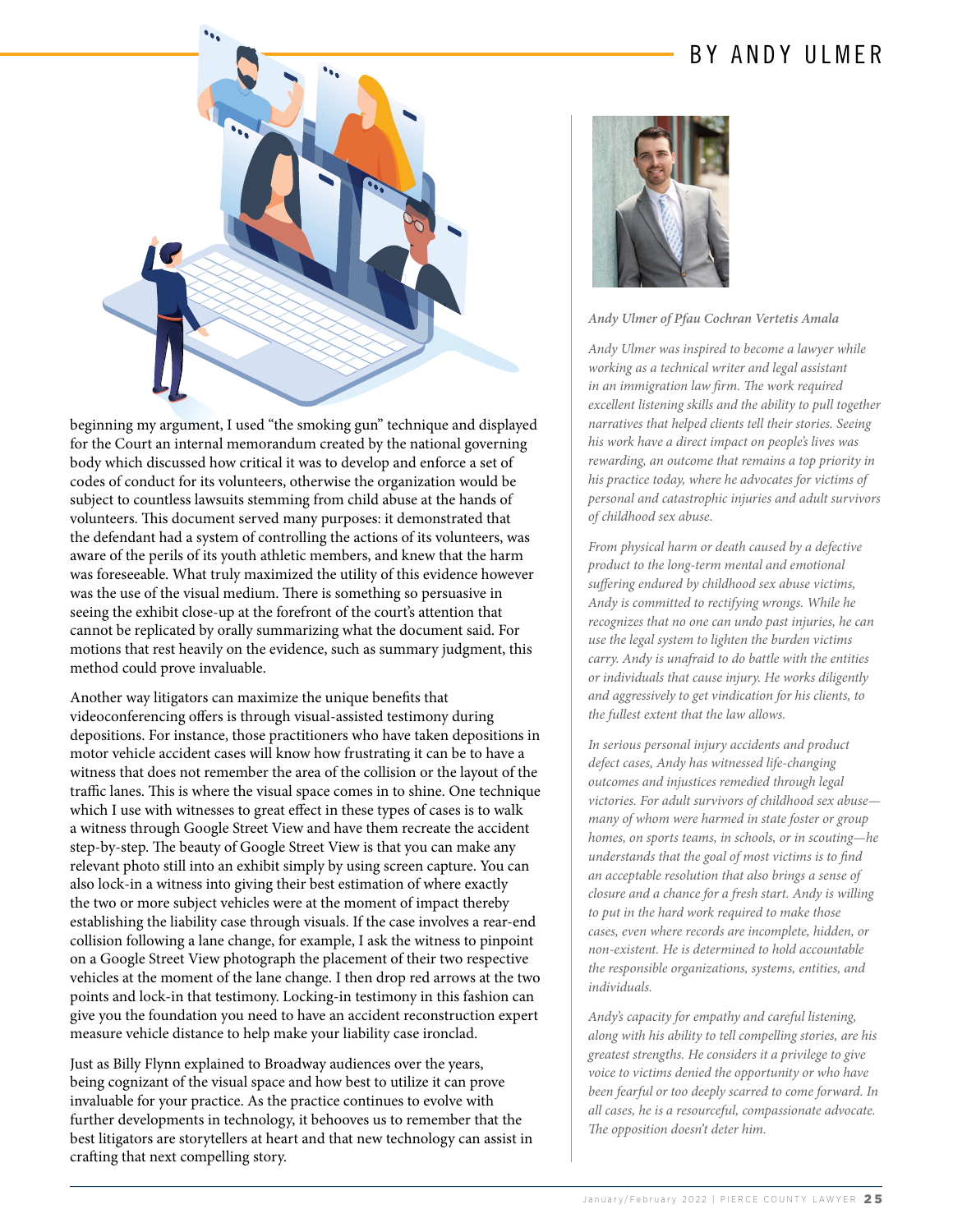beginning my argument, I used "the smoking gun" technique and displayed for the Court an internal memorandum created by the national governing body which discussed how critical it was to develop and enforce a set of codes of conduct for its volunteers, otherwise the organization would be subject to countless lawsuits stemming from child abuse at the hands of volunteers. This document served many purposes: it demonstrated that the defendant had a system of controlling the actions of its volunteers, was aware of the perils of its youth athletic members, and knew that the harm was foreseeable. What truly maximized the utility of this evidence however was the use of the visual medium. There is something so persuasive in seeing the exhibit close-up at the forefront of the court's attention that cannot be replicated by orally summarizing what the document said. For motions that rest heavily on the evidence, such as summary judgment, this method could prove invaluable.

Another way litigators can maximize the unique benefits that videoconferencing offers is through visual-assisted testimony during depositions. For instance, those practitioners who have taken depositions in motor vehicle accident cases will know how frustrating it can be to have a witness that does not remember the area of the collision or the layout of the traffic lanes. This is where the visual space comes in to shine. One technique which I use with witnesses to great effect in these types of cases is to walk a witness through Google Street View and have them recreate the accident step-by-step. The beauty of Google Street View is that you can make any relevant photo still into an exhibit simply by using screen capture. You can also lock-in a witness into giving their best estimation of where exactly the two or more subject vehicles were at the moment of impact thereby establishing the liability case through visuals. If the case involves a rear-end collision following a lane change, for example, I ask the witness to pinpoint on a Google Street View photograph the placement of their two respective vehicles at the moment of the lane change. I then drop red arrows at the two points and lock-in that testimony. Locking-in testimony in this fashion can give you the foundation you need to have an accident reconstruction expert measure vehicle distance to help make your liability case ironclad.

Just as Billy Flynn explained to Broadway audiences over the years, being cognizant of the visual space and how best to utilize it can prove invaluable for your practice. As the practice continues to evolve with further developments in technology, it behooves us to remember that the best litigators are storytellers at heart and that new technology can assist in crafting that next compelling story.

BY ANDY ULMER

*Andy Ulmer of Pfau Cochran Vertetis Amala*

*Andy Ulmer was inspired to become a lawyer while working as a technical writer and legal assistant in an immigration law firm. The work required excellent listening skills and the ability to pull together narratives that helped clients tell their stories. Seeing his work have a direct impact on people's lives was rewarding, an outcome that remains a top priority in his practice today, where he advocates for victims of personal and catastrophic injuries and adult survivors of childhood sex abuse.*

*From physical harm or death caused by a defective product to the long-term mental and emotional suffering endured by childhood sex abuse victims, Andy is committed to rectifying wrongs. While he recognizes that no one can undo past injuries, he can use the legal system to lighten the burden victims carry. Andy is unafraid to do battle with the entities or individuals that cause injury. He works diligently and aggressively to get vindication for his clients, to the fullest extent that the law allows.*

*In serious personal injury accidents and product defect cases, Andy has witnessed life-changing outcomes and injustices remedied through legal victories. For adult survivors of childhood sex abuse—many of whom were harmed in state foster or group homes, on sports teams, in schools, or in scouting—he understands that the goal of most victims is to find an acceptable resolution that also brings a sense of closure and a chance for a fresh start. Andy is willing to put in the hard work required to make those cases, even where records are incomplete, hidden, or non-existent. He is determined to hold accountable the responsible organizations, systems, entities, and individuals.*

*Andy's capacity for empathy and careful listening, along with his ability to tell compelling stories, are his greatest strengths. He considers it a privilege to give voice to victims denied the opportunity or who have been fearful or too deeply scarred to come forward. In all cases, he is a resourceful, compassionate advocate. The opposition doesn't deter him.*